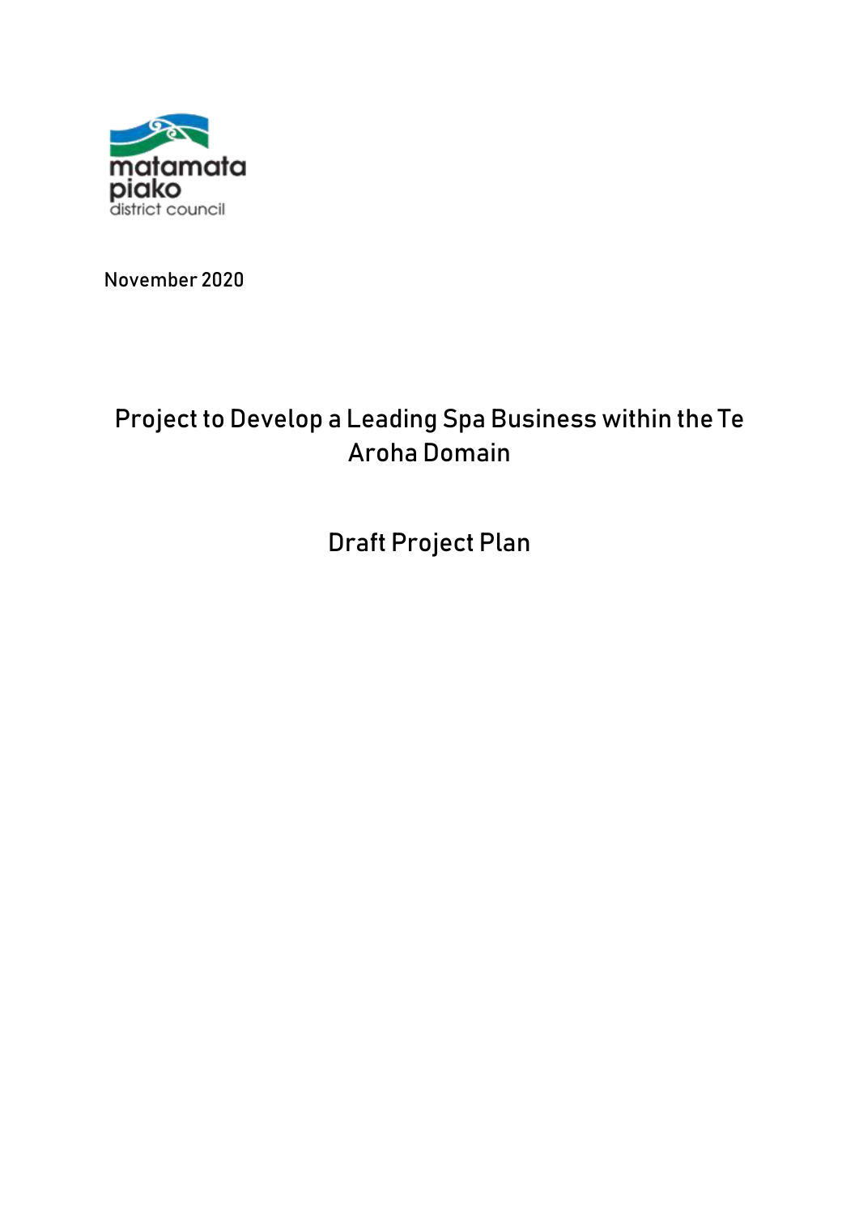matamata piako district council

November 2020

# Project to Develop a Leading Spa Business within the Te Aroha Domain

## Draft Project Plan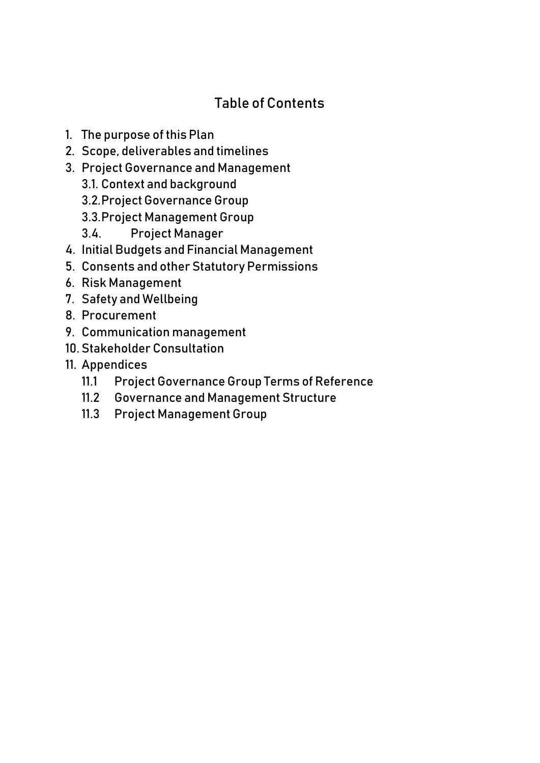# Table of Contents

1. The purpose of this Plan
2. Scope, deliverables and timelines
3. Project Governance and Management
   - 3.1. Context and background
   - 3.2. Project Governance Group
   - 3.3. Project Management Group
   - 3.4. Project Manager
4. Initial Budgets and Financial Management
5. Consents and other Statutory Permissions
6. Risk Management
7. Safety and Wellbeing
8. Procurement
9. Communication management
10. Stakeholder Consultation
11. Appendices
    - 11.1 Project Governance Group Terms of Reference
    - 11.2 Governance and Management Structure
    - 11.3 Project Management Group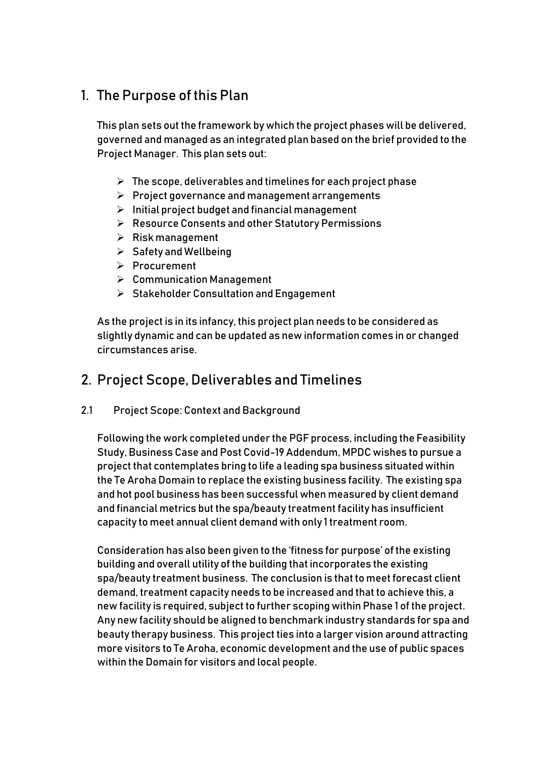# 1. The Purpose of this Plan

This plan sets out the framework by which the project phases will be delivered, governed and managed as an integrated plan based on the brief provided to the Project Manager. This plan sets out:

- The scope, deliverables and timelines for each project phase
- Project governance and management arrangements
- Initial project budget and financial management
- Resource Consents and other Statutory Permissions
- Risk management
- Safety and Wellbeing
- Procurement
- Communication Management
- Stakeholder Consultation and Engagement

As the project is in its infancy, this project plan needs to be considered as slightly dynamic and can be updated as new information comes in or changed circumstances arise.

# 2. Project Scope, Deliverables and Timelines

## 2.1 Project Scope: Context and Background

Following the work completed under the PGF process, including the Feasibility Study, Business Case and Post Covid-19 Addendum, MPDC wishes to pursue a project that contemplates bring to life a leading spa business situated within the Te Aroha Domain to replace the existing business facility. The existing spa and hot pool business has been successful when measured by client demand and financial metrics but the spa/beauty treatment facility has insufficient capacity to meet annual client demand with only 1 treatment room.

Consideration has also been given to the 'fitness for purpose' of the existing building and overall utility of the building that incorporates the existing spa/beauty treatment business. The conclusion is that to meet forecast client demand, treatment capacity needs to be increased and that to achieve this, a new facility is required, subject to further scoping within Phase 1 of the project. Any new facility should be aligned to benchmark industry standards for spa and beauty therapy business. This project ties into a larger vision around attracting more visitors to Te Aroha, economic development and the use of public spaces within the Domain for visitors and local people.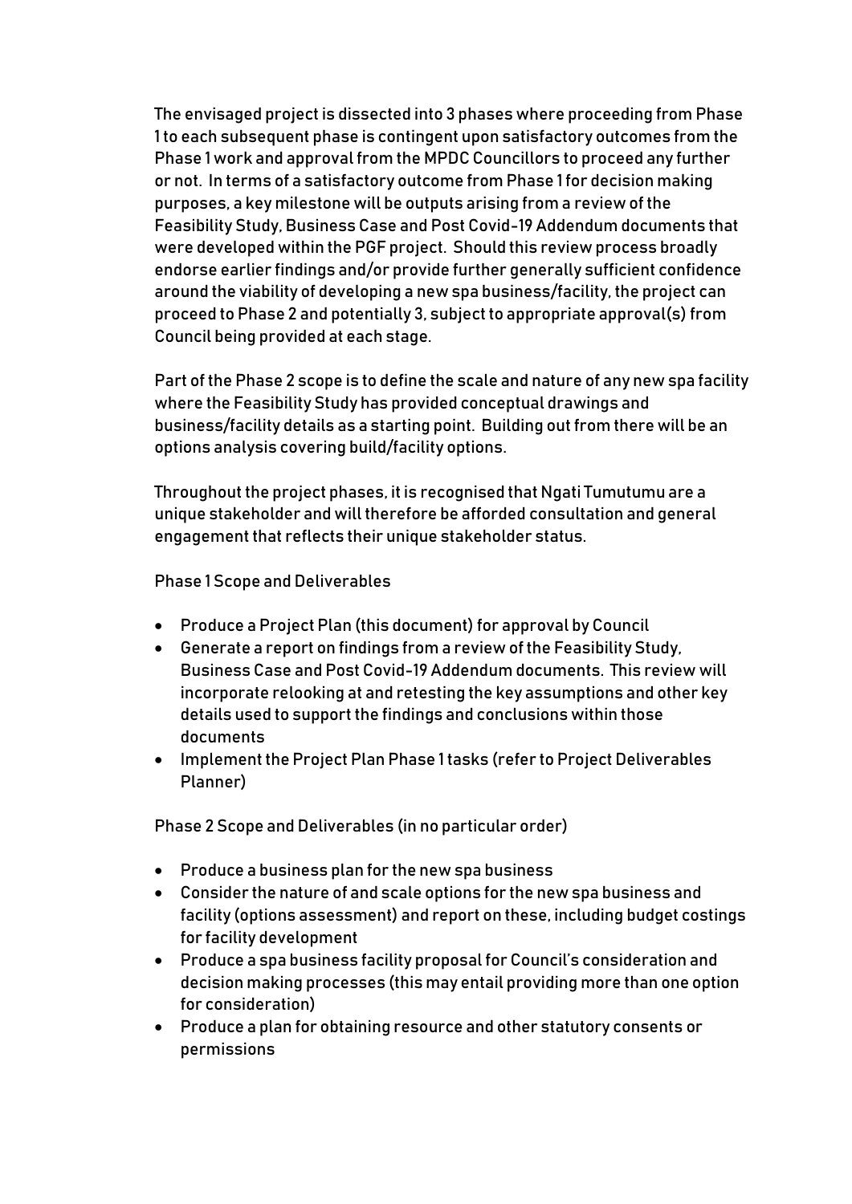The envisaged project is dissected into 3 phases where proceeding from Phase 1 to each subsequent phase is contingent upon satisfactory outcomes from the Phase 1 work and approval from the MPDC Councillors to proceed any further or not. In terms of a satisfactory outcome from Phase 1 for decision making purposes, a key milestone will be outputs arising from a review of the Feasibility Study, Business Case and Post Covid-19 Addendum documents that were developed within the PGF project. Should this review process broadly endorse earlier findings and/or provide further generally sufficient confidence around the viability of developing a new spa business/facility, the project can proceed to Phase 2 and potentially 3, subject to appropriate approval(s) from Council being provided at each stage.

Part of the Phase 2 scope is to define the scale and nature of any new spa facility where the Feasibility Study has provided conceptual drawings and business/facility details as a starting point. Building out from there will be an options analysis covering build/facility options.

Throughout the project phases, it is recognised that Ngati Tumutumu are a unique stakeholder and will therefore be afforded consultation and general engagement that reflects their unique stakeholder status.

Phase 1 Scope and Deliverables

- Produce a Project Plan (this document) for approval by Council
- Generate a report on findings from a review of the Feasibility Study, Business Case and Post Covid-19 Addendum documents. This review will incorporate relooking at and retesting the key assumptions and other key details used to support the findings and conclusions within those documents
- Implement the Project Plan Phase 1 tasks (refer to Project Deliverables Planner)

Phase 2 Scope and Deliverables (in no particular order)

- Produce a business plan for the new spa business
- Consider the nature of and scale options for the new spa business and facility (options assessment) and report on these, including budget costings for facility development
- Produce a spa business facility proposal for Council's consideration and decision making processes (this may entail providing more than one option for consideration)
- Produce a plan for obtaining resource and other statutory consents or permissions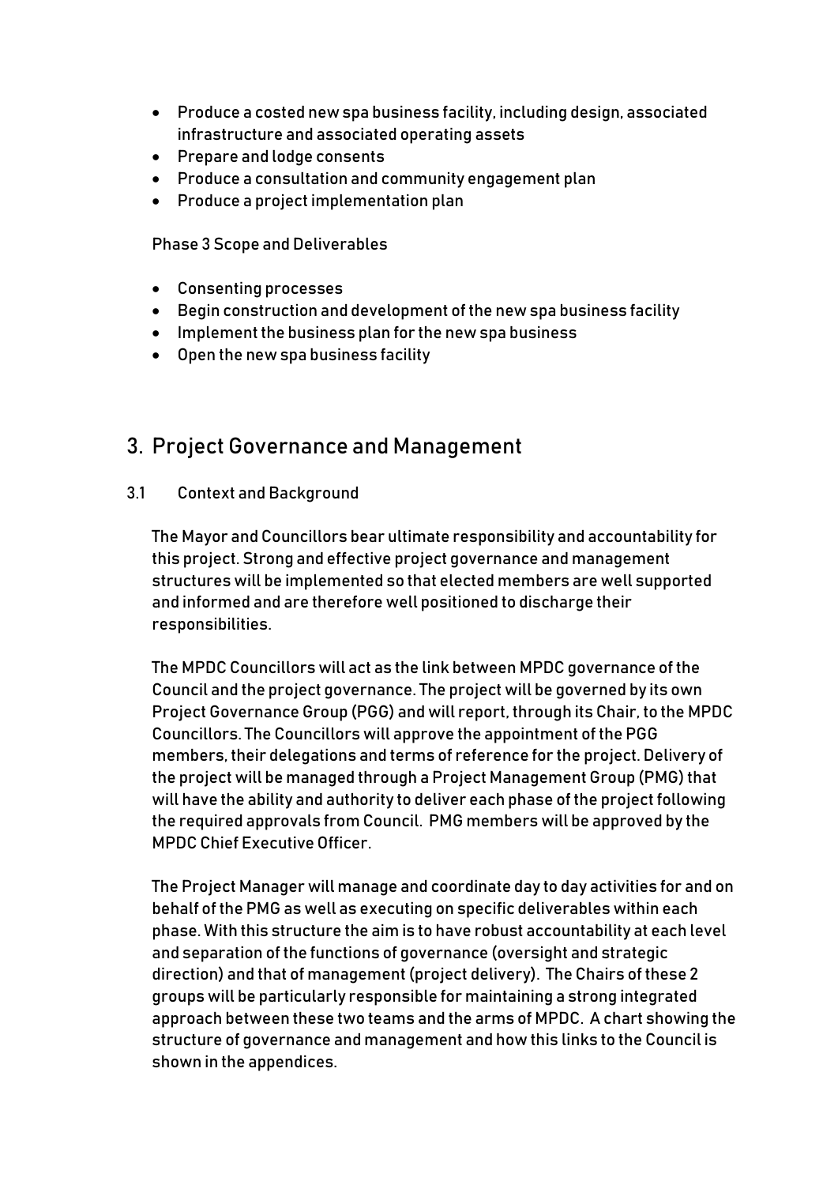- Produce a costed new spa business facility, including design, associated infrastructure and associated operating assets
- Prepare and lodge consents
- Produce a consultation and community engagement plan
- Produce a project implementation plan

Phase 3 Scope and Deliverables

- Consenting processes
- Begin construction and development of the new spa business facility
- Implement the business plan for the new spa business
- Open the new spa business facility

## 3. Project Governance and Management

### 3.1 Context and Background

The Mayor and Councillors bear ultimate responsibility and accountability for this project. Strong and effective project governance and management structures will be implemented so that elected members are well supported and informed and are therefore well positioned to discharge their responsibilities.

The MPDC Councillors will act as the link between MPDC governance of the Council and the project governance. The project will be governed by its own Project Governance Group (PGG) and will report, through its Chair, to the MPDC Councillors. The Councillors will approve the appointment of the PGG members, their delegations and terms of reference for the project. Delivery of the project will be managed through a Project Management Group (PMG) that will have the ability and authority to deliver each phase of the project following the required approvals from Council. PMG members will be approved by the MPDC Chief Executive Officer.

The Project Manager will manage and coordinate day to day activities for and on behalf of the PMG as well as executing on specific deliverables within each phase. With this structure the aim is to have robust accountability at each level and separation of the functions of governance (oversight and strategic direction) and that of management (project delivery). The Chairs of these 2 groups will be particularly responsible for maintaining a strong integrated approach between these two teams and the arms of MPDC. A chart showing the structure of governance and management and how this links to the Council is shown in the appendices.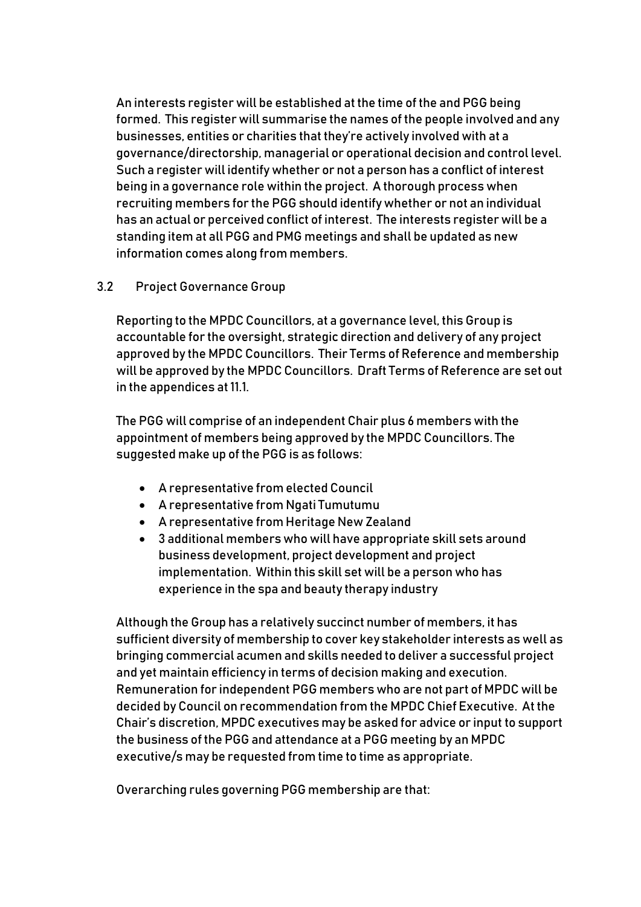An interests register will be established at the time of the and PGG being formed. This register will summarise the names of the people involved and any businesses, entities or charities that they're actively involved with at a governance/directorship, managerial or operational decision and control level. Such a register will identify whether or not a person has a conflict of interest being in a governance role within the project. A thorough process when recruiting members for the PGG should identify whether or not an individual has an actual or perceived conflict of interest. The interests register will be a standing item at all PGG and PMG meetings and shall be updated as new information comes along from members.

### 3.2 Project Governance Group

Reporting to the MPDC Councillors, at a governance level, this Group is accountable for the oversight, strategic direction and delivery of any project approved by the MPDC Councillors. Their Terms of Reference and membership will be approved by the MPDC Councillors. Draft Terms of Reference are set out in the appendices at 11.1.

The PGG will comprise of an independent Chair plus 6 members with the appointment of members being approved by the MPDC Councillors. The suggested make up of the PGG is as follows:

- A representative from elected Council
- A representative from Ngati Tumutumu
- A representative from Heritage New Zealand
- 3 additional members who will have appropriate skill sets around business development, project development and project implementation. Within this skill set will be a person who has experience in the spa and beauty therapy industry

Although the Group has a relatively succinct number of members, it has sufficient diversity of membership to cover key stakeholder interests as well as bringing commercial acumen and skills needed to deliver a successful project and yet maintain efficiency in terms of decision making and execution. Remuneration for independent PGG members who are not part of MPDC will be decided by Council on recommendation from the MPDC Chief Executive. At the Chair's discretion, MPDC executives may be asked for advice or input to support the business of the PGG and attendance at a PGG meeting by an MPDC executive/s may be requested from time to time as appropriate.

Overarching rules governing PGG membership are that: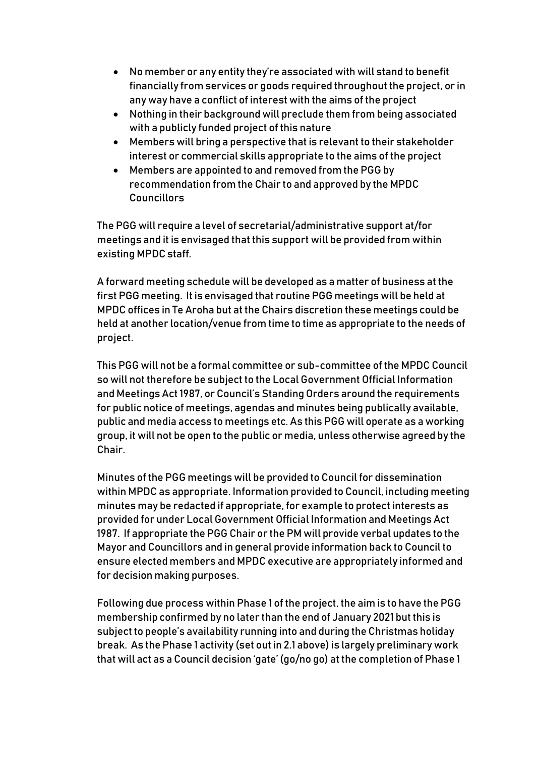- No member or any entity they're associated with will stand to benefit financially from services or goods required throughout the project, or in any way have a conflict of interest with the aims of the project
- Nothing in their background will preclude them from being associated with a publicly funded project of this nature
- Members will bring a perspective that is relevant to their stakeholder interest or commercial skills appropriate to the aims of the project
- Members are appointed to and removed from the PGG by recommendation from the Chair to and approved by the MPDC Councillors

The PGG will require a level of secretarial/administrative support at/for meetings and it is envisaged that this support will be provided from within existing MPDC staff.

A forward meeting schedule will be developed as a matter of business at the first PGG meeting. It is envisaged that routine PGG meetings will be held at MPDC offices in Te Aroha but at the Chairs discretion these meetings could be held at another location/venue from time to time as appropriate to the needs of project.

This PGG will not be a formal committee or sub-committee of the MPDC Council so will not therefore be subject to the Local Government Official Information and Meetings Act 1987, or Council's Standing Orders around the requirements for public notice of meetings, agendas and minutes being publically available, public and media access to meetings etc. As this PGG will operate as a working group, it will not be open to the public or media, unless otherwise agreed by the Chair.

Minutes of the PGG meetings will be provided to Council for dissemination within MPDC as appropriate. Information provided to Council, including meeting minutes may be redacted if appropriate, for example to protect interests as provided for under Local Government Official Information and Meetings Act 1987. If appropriate the PGG Chair or the PM will provide verbal updates to the Mayor and Councillors and in general provide information back to Council to ensure elected members and MPDC executive are appropriately informed and for decision making purposes.

Following due process within Phase 1 of the project, the aim is to have the PGG membership confirmed by no later than the end of January 2021 but this is subject to people's availability running into and during the Christmas holiday break. As the Phase 1 activity (set out in 2.1 above) is largely preliminary work that will act as a Council decision 'gate' (go/no go) at the completion of Phase 1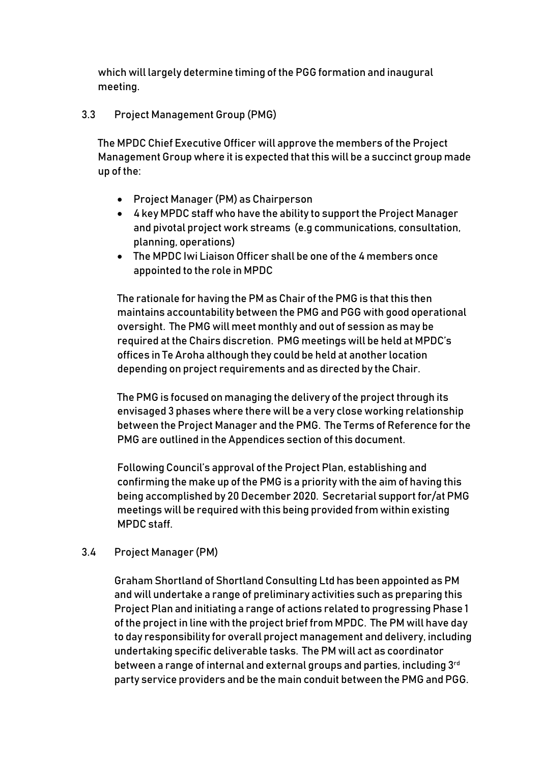which will largely determine timing of the PGG formation and inaugural meeting.

### 3.3 Project Management Group (PMG)

The MPDC Chief Executive Officer will approve the members of the Project Management Group where it is expected that this will be a succinct group made up of the:

- Project Manager (PM) as Chairperson
- 4 key MPDC staff who have the ability to support the Project Manager and pivotal project work streams (e.g communications, consultation, planning, operations)
- The MPDC Iwi Liaison Officer shall be one of the 4 members once appointed to the role in MPDC

The rationale for having the PM as Chair of the PMG is that this then maintains accountability between the PMG and PGG with good operational oversight. The PMG will meet monthly and out of session as may be required at the Chairs discretion. PMG meetings will be held at MPDC's offices in Te Aroha although they could be held at another location depending on project requirements and as directed by the Chair.

The PMG is focused on managing the delivery of the project through its envisaged 3 phases where there will be a very close working relationship between the Project Manager and the PMG. The Terms of Reference for the PMG are outlined in the Appendices section of this document.

Following Council's approval of the Project Plan, establishing and confirming the make up of the PMG is a priority with the aim of having this being accomplished by 20 December 2020. Secretarial support for/at PMG meetings will be required with this being provided from within existing MPDC staff.

### 3.4 Project Manager (PM)

Graham Shortland of Shortland Consulting Ltd has been appointed as PM and will undertake a range of preliminary activities such as preparing this Project Plan and initiating a range of actions related to progressing Phase 1 of the project in line with the project brief from MPDC. The PM will have day to day responsibility for overall project management and delivery, including undertaking specific deliverable tasks. The PM will act as coordinator between a range of internal and external groups and parties, including 3rd party service providers and be the main conduit between the PMG and PGG.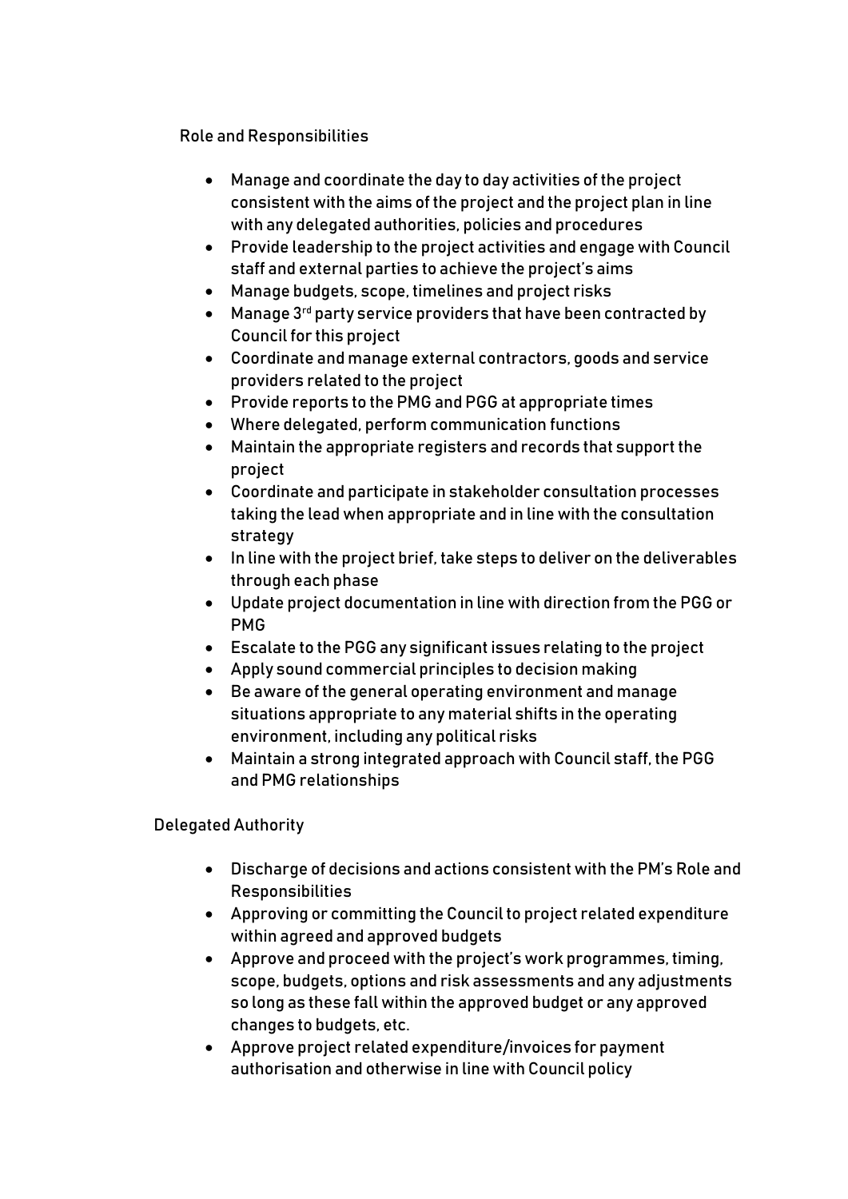Role and Responsibilities

- Manage and coordinate the day to day activities of the project consistent with the aims of the project and the project plan in line with any delegated authorities, policies and procedures
- Provide leadership to the project activities and engage with Council staff and external parties to achieve the project's aims
- Manage budgets, scope, timelines and project risks
- Manage 3rd party service providers that have been contracted by Council for this project
- Coordinate and manage external contractors, goods and service providers related to the project
- Provide reports to the PMG and PGG at appropriate times
- Where delegated, perform communication functions
- Maintain the appropriate registers and records that support the project
- Coordinate and participate in stakeholder consultation processes taking the lead when appropriate and in line with the consultation strategy
- In line with the project brief, take steps to deliver on the deliverables through each phase
- Update project documentation in line with direction from the PGG or PMG
- Escalate to the PGG any significant issues relating to the project
- Apply sound commercial principles to decision making
- Be aware of the general operating environment and manage situations appropriate to any material shifts in the operating environment, including any political risks
- Maintain a strong integrated approach with Council staff, the PGG and PMG relationships

Delegated Authority

- Discharge of decisions and actions consistent with the PM's Role and Responsibilities
- Approving or committing the Council to project related expenditure within agreed and approved budgets
- Approve and proceed with the project's work programmes, timing, scope, budgets, options and risk assessments and any adjustments so long as these fall within the approved budget or any approved changes to budgets, etc.
- Approve project related expenditure/invoices for payment authorisation and otherwise in line with Council policy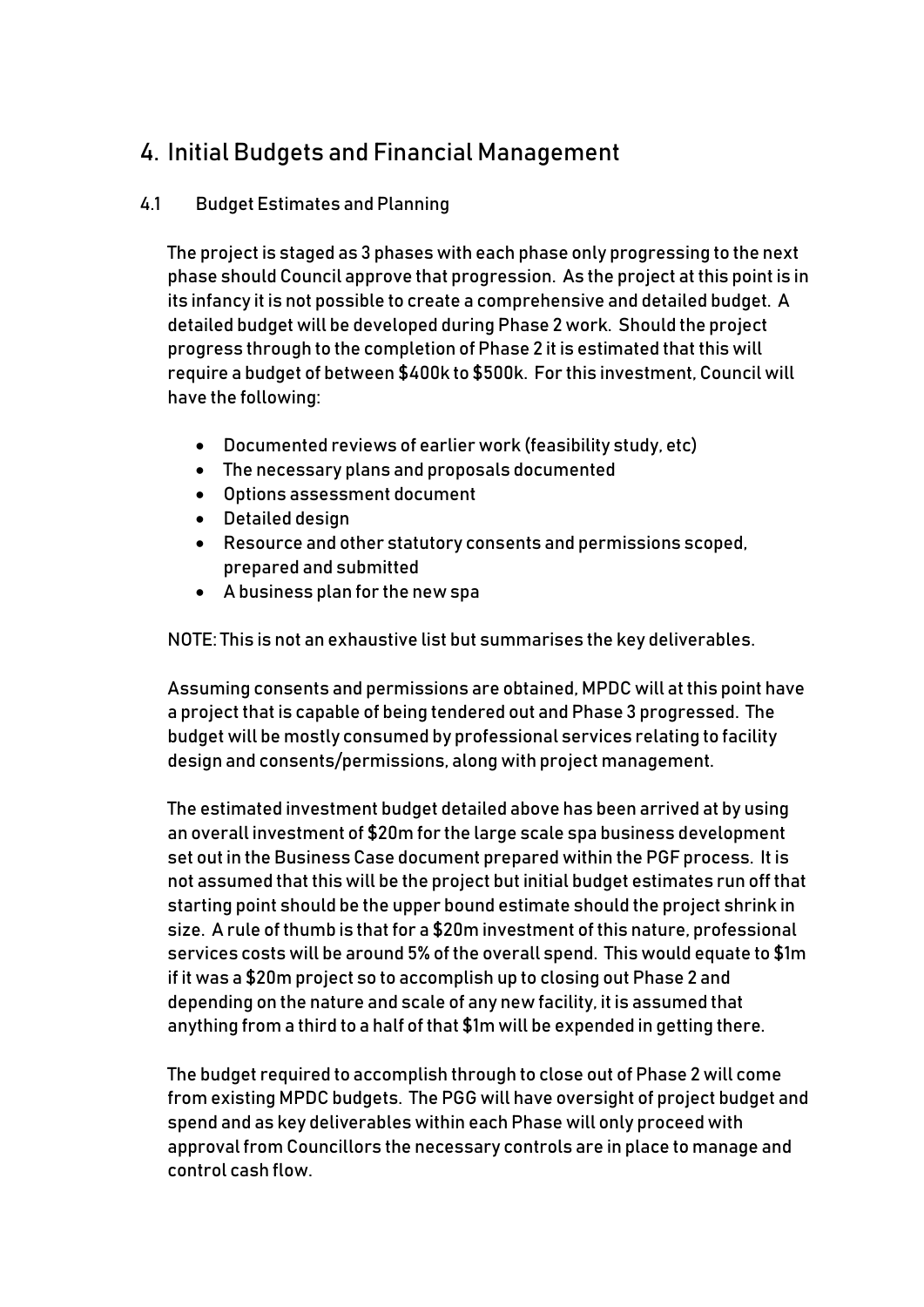# 4. Initial Budgets and Financial Management

## 4.1 Budget Estimates and Planning

The project is staged as 3 phases with each phase only progressing to the next phase should Council approve that progression. As the project at this point is in its infancy it is not possible to create a comprehensive and detailed budget. A detailed budget will be developed during Phase 2 work. Should the project progress through to the completion of Phase 2 it is estimated that this will require a budget of between $400k to $500k. For this investment, Council will have the following:

- Documented reviews of earlier work (feasibility study, etc)
- The necessary plans and proposals documented
- Options assessment document
- Detailed design
- Resource and other statutory consents and permissions scoped, prepared and submitted
- A business plan for the new spa

NOTE: This is not an exhaustive list but summarises the key deliverables.

Assuming consents and permissions are obtained, MPDC will at this point have a project that is capable of being tendered out and Phase 3 progressed. The budget will be mostly consumed by professional services relating to facility design and consents/permissions, along with project management.

The estimated investment budget detailed above has been arrived at by using an overall investment of $20m for the large scale spa business development set out in the Business Case document prepared within the PGF process. It is not assumed that this will be the project but initial budget estimates run off that starting point should be the upper bound estimate should the project shrink in size. A rule of thumb is that for a $20m investment of this nature, professional services costs will be around 5% of the overall spend. This would equate to $1m if it was a $20m project so to accomplish up to closing out Phase 2 and depending on the nature and scale of any new facility, it is assumed that anything from a third to a half of that $1m will be expended in getting there.

The budget required to accomplish through to close out of Phase 2 will come from existing MPDC budgets. The PGG will have oversight of project budget and spend and as key deliverables within each Phase will only proceed with approval from Councillors the necessary controls are in place to manage and control cash flow.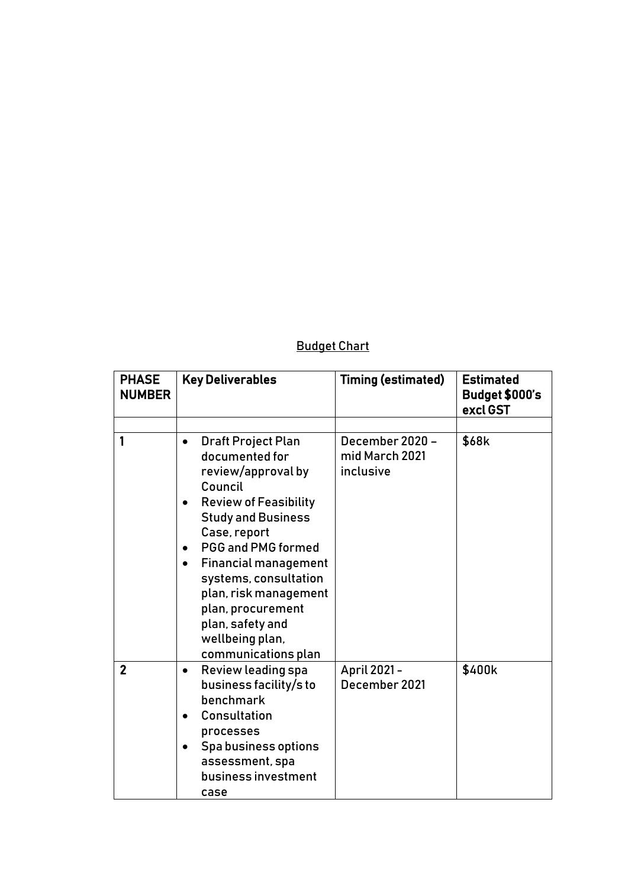<u>Budget Chart</u>

| PHASE NUMBER | Key Deliverables | Timing (estimated) | Estimated Budget $000's excl GST |
|---|---|---|---|
| | | | |
| 1 | • Draft Project Plan documented for review/approval by Council<br>• Review of Feasibility Study and Business Case, report<br>• PGG and PMG formed<br>• Financial management systems, consultation plan, risk management plan, procurement plan, safety and wellbeing plan, communications plan | December 2020 – mid March 2021 inclusive | $68k |
| 2 | • Review leading spa business facility/s to benchmark<br>• Consultation processes<br>• Spa business options assessment, spa business investment case | April 2021 - December 2021 | $400k |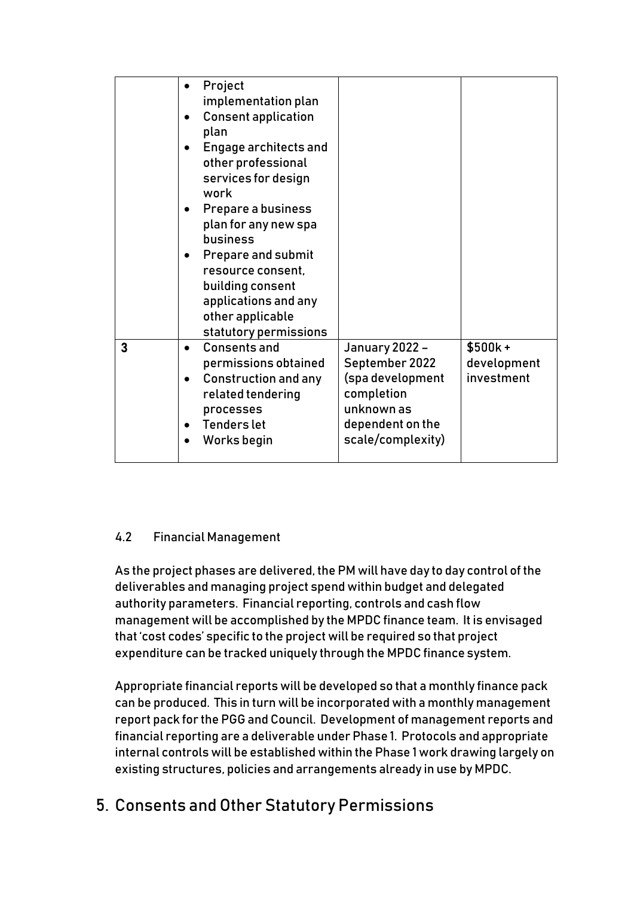| | | | |
|---|---|---|---|
| | • Project implementation plan<br>• Consent application plan<br>• Engage architects and other professional services for design work<br>• Prepare a business plan for any new spa business<br>• Prepare and submit resource consent, building consent applications and any other applicable statutory permissions | | |
| **3** | • Consents and permissions obtained<br>• Construction and any related tendering processes<br>• Tenders let<br>• Works begin | January 2022 – September 2022 (spa development completion unknown as dependent on the scale/complexity) | $500k + development investment |

### 4.2 Financial Management

As the project phases are delivered, the PM will have day to day control of the deliverables and managing project spend within budget and delegated authority parameters. Financial reporting, controls and cash flow management will be accomplished by the MPDC finance team. It is envisaged that 'cost codes' specific to the project will be required so that project expenditure can be tracked uniquely through the MPDC finance system.

Appropriate financial reports will be developed so that a monthly finance pack can be produced. This in turn will be incorporated with a monthly management report pack for the PGG and Council. Development of management reports and financial reporting are a deliverable under Phase 1. Protocols and appropriate internal controls will be established within the Phase 1 work drawing largely on existing structures, policies and arrangements already in use by MPDC.

## 5. Consents and Other Statutory Permissions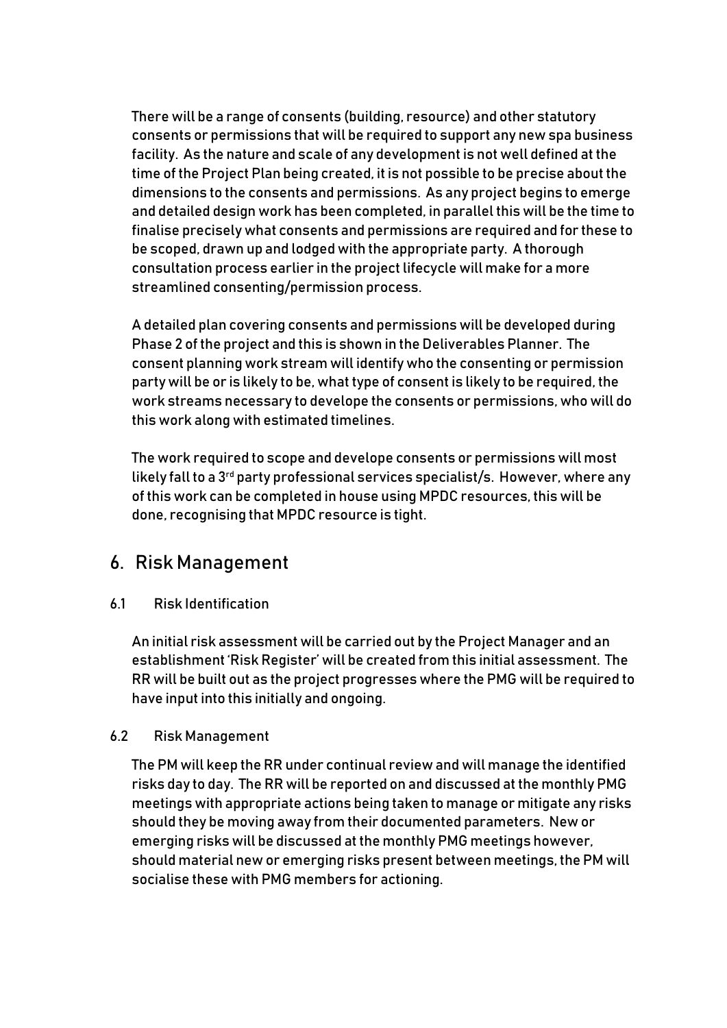There will be a range of consents (building, resource) and other statutory consents or permissions that will be required to support any new spa business facility. As the nature and scale of any development is not well defined at the time of the Project Plan being created, it is not possible to be precise about the dimensions to the consents and permissions. As any project begins to emerge and detailed design work has been completed, in parallel this will be the time to finalise precisely what consents and permissions are required and for these to be scoped, drawn up and lodged with the appropriate party. A thorough consultation process earlier in the project lifecycle will make for a more streamlined consenting/permission process.

A detailed plan covering consents and permissions will be developed during Phase 2 of the project and this is shown in the Deliverables Planner. The consent planning work stream will identify who the consenting or permission party will be or is likely to be, what type of consent is likely to be required, the work streams necessary to develope the consents or permissions, who will do this work along with estimated timelines.

The work required to scope and develope consents or permissions will most likely fall to a 3rd party professional services specialist/s. However, where any of this work can be completed in house using MPDC resources, this will be done, recognising that MPDC resource is tight.

# 6. Risk Management

## 6.1 Risk Identification

An initial risk assessment will be carried out by the Project Manager and an establishment 'Risk Register' will be created from this initial assessment. The RR will be built out as the project progresses where the PMG will be required to have input into this initially and ongoing.

## 6.2 Risk Management

The PM will keep the RR under continual review and will manage the identified risks day to day. The RR will be reported on and discussed at the monthly PMG meetings with appropriate actions being taken to manage or mitigate any risks should they be moving away from their documented parameters. New or emerging risks will be discussed at the monthly PMG meetings however, should material new or emerging risks present between meetings, the PM will socialise these with PMG members for actioning.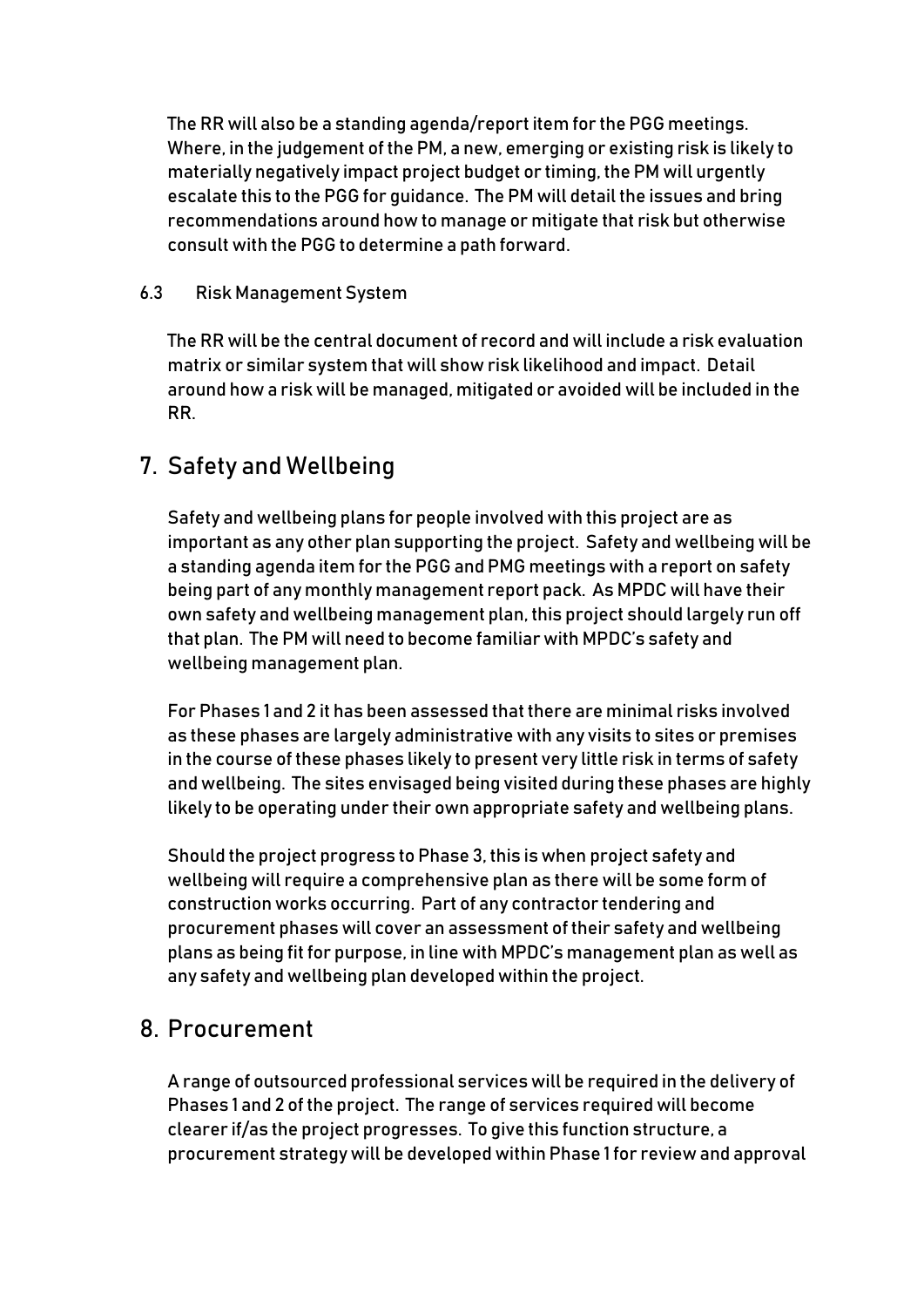The RR will also be a standing agenda/report item for the PGG meetings. Where, in the judgement of the PM, a new, emerging or existing risk is likely to materially negatively impact project budget or timing, the PM will urgently escalate this to the PGG for guidance. The PM will detail the issues and bring recommendations around how to manage or mitigate that risk but otherwise consult with the PGG to determine a path forward.

### 6.3 Risk Management System

The RR will be the central document of record and will include a risk evaluation matrix or similar system that will show risk likelihood and impact. Detail around how a risk will be managed, mitigated or avoided will be included in the RR.

## 7. Safety and Wellbeing

Safety and wellbeing plans for people involved with this project are as important as any other plan supporting the project. Safety and wellbeing will be a standing agenda item for the PGG and PMG meetings with a report on safety being part of any monthly management report pack. As MPDC will have their own safety and wellbeing management plan, this project should largely run off that plan. The PM will need to become familiar with MPDC's safety and wellbeing management plan.

For Phases 1 and 2 it has been assessed that there are minimal risks involved as these phases are largely administrative with any visits to sites or premises in the course of these phases likely to present very little risk in terms of safety and wellbeing. The sites envisaged being visited during these phases are highly likely to be operating under their own appropriate safety and wellbeing plans.

Should the project progress to Phase 3, this is when project safety and wellbeing will require a comprehensive plan as there will be some form of construction works occurring. Part of any contractor tendering and procurement phases will cover an assessment of their safety and wellbeing plans as being fit for purpose, in line with MPDC's management plan as well as any safety and wellbeing plan developed within the project.

## 8. Procurement

A range of outsourced professional services will be required in the delivery of Phases 1 and 2 of the project. The range of services required will become clearer if/as the project progresses. To give this function structure, a procurement strategy will be developed within Phase 1 for review and approval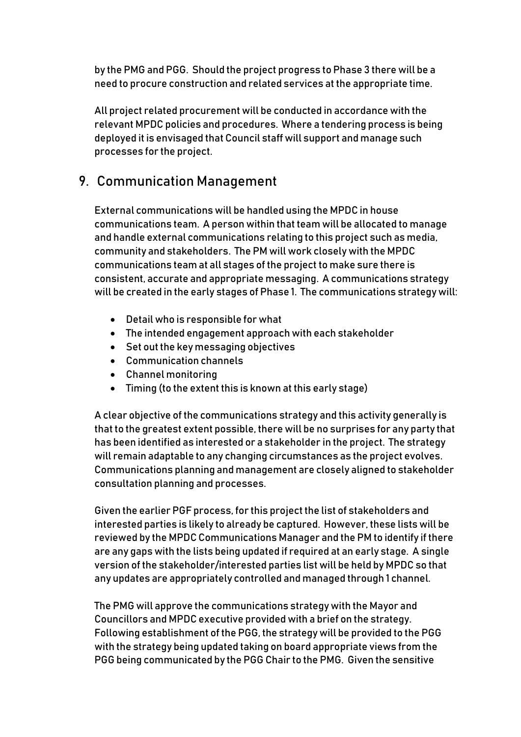by the PMG and PGG. Should the project progress to Phase 3 there will be a need to procure construction and related services at the appropriate time.

All project related procurement will be conducted in accordance with the relevant MPDC policies and procedures. Where a tendering process is being deployed it is envisaged that Council staff will support and manage such processes for the project.

## 9. Communication Management

External communications will be handled using the MPDC in house communications team. A person within that team will be allocated to manage and handle external communications relating to this project such as media, community and stakeholders. The PM will work closely with the MPDC communications team at all stages of the project to make sure there is consistent, accurate and appropriate messaging. A communications strategy will be created in the early stages of Phase 1. The communications strategy will:

- Detail who is responsible for what
- The intended engagement approach with each stakeholder
- Set out the key messaging objectives
- Communication channels
- Channel monitoring
- Timing (to the extent this is known at this early stage)

A clear objective of the communications strategy and this activity generally is that to the greatest extent possible, there will be no surprises for any party that has been identified as interested or a stakeholder in the project. The strategy will remain adaptable to any changing circumstances as the project evolves. Communications planning and management are closely aligned to stakeholder consultation planning and processes.

Given the earlier PGF process, for this project the list of stakeholders and interested parties is likely to already be captured. However, these lists will be reviewed by the MPDC Communications Manager and the PM to identify if there are any gaps with the lists being updated if required at an early stage. A single version of the stakeholder/interested parties list will be held by MPDC so that any updates are appropriately controlled and managed through 1 channel.

The PMG will approve the communications strategy with the Mayor and Councillors and MPDC executive provided with a brief on the strategy. Following establishment of the PGG, the strategy will be provided to the PGG with the strategy being updated taking on board appropriate views from the PGG being communicated by the PGG Chair to the PMG. Given the sensitive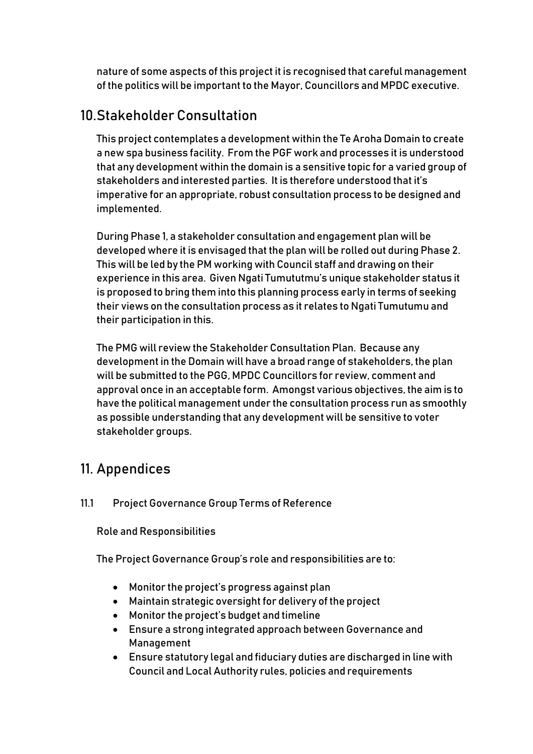nature of some aspects of this project it is recognised that careful management of the politics will be important to the Mayor, Councillors and MPDC executive.

## 10. Stakeholder Consultation

This project contemplates a development within the Te Aroha Domain to create a new spa business facility. From the PGF work and processes it is understood that any development within the domain is a sensitive topic for a varied group of stakeholders and interested parties. It is therefore understood that it's imperative for an appropriate, robust consultation process to be designed and implemented.

During Phase 1, a stakeholder consultation and engagement plan will be developed where it is envisaged that the plan will be rolled out during Phase 2. This will be led by the PM working with Council staff and drawing on their experience in this area. Given Ngati Tumututmu's unique stakeholder status it is proposed to bring them into this planning process early in terms of seeking their views on the consultation process as it relates to Ngati Tumutumu and their participation in this.

The PMG will review the Stakeholder Consultation Plan. Because any development in the Domain will have a broad range of stakeholders, the plan will be submitted to the PGG, MPDC Councillors for review, comment and approval once in an acceptable form. Amongst various objectives, the aim is to have the political management under the consultation process run as smoothly as possible understanding that any development will be sensitive to voter stakeholder groups.

## 11. Appendices

### 11.1 Project Governance Group Terms of Reference

**Role and Responsibilities**

The Project Governance Group's role and responsibilities are to:

- Monitor the project's progress against plan
- Maintain strategic oversight for delivery of the project
- Monitor the project's budget and timeline
- Ensure a strong integrated approach between Governance and Management
- Ensure statutory legal and fiduciary duties are discharged in line with Council and Local Authority rules, policies and requirements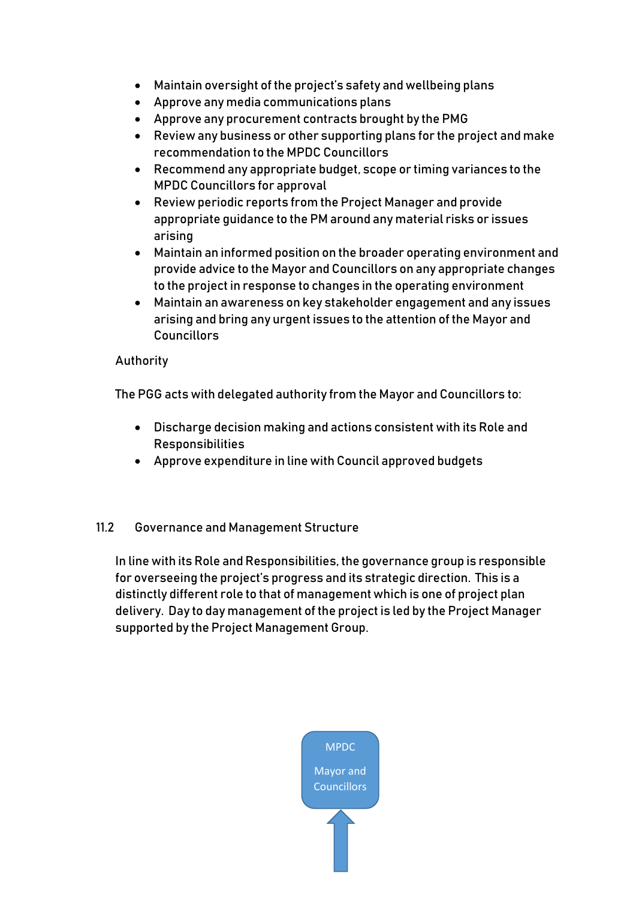- Maintain oversight of the project's safety and wellbeing plans
- Approve any media communications plans
- Approve any procurement contracts brought by the PMG
- Review any business or other supporting plans for the project and make recommendation to the MPDC Councillors
- Recommend any appropriate budget, scope or timing variances to the MPDC Councillors for approval
- Review periodic reports from the Project Manager and provide appropriate guidance to the PM around any material risks or issues arising
- Maintain an informed position on the broader operating environment and provide advice to the Mayor and Councillors on any appropriate changes to the project in response to changes in the operating environment
- Maintain an awareness on key stakeholder engagement and any issues arising and bring any urgent issues to the attention of the Mayor and Councillors

Authority

The PGG acts with delegated authority from the Mayor and Councillors to:

- Discharge decision making and actions consistent with its Role and Responsibilities
- Approve expenditure in line with Council approved budgets

## 11.2 Governance and Management Structure

In line with its Role and Responsibilities, the governance group is responsible for overseeing the project's progress and its strategic direction. This is a distinctly different role to that of management which is one of project plan delivery. Day to day management of the project is led by the Project Manager supported by the Project Management Group.

MPDC

Mayor and Councillors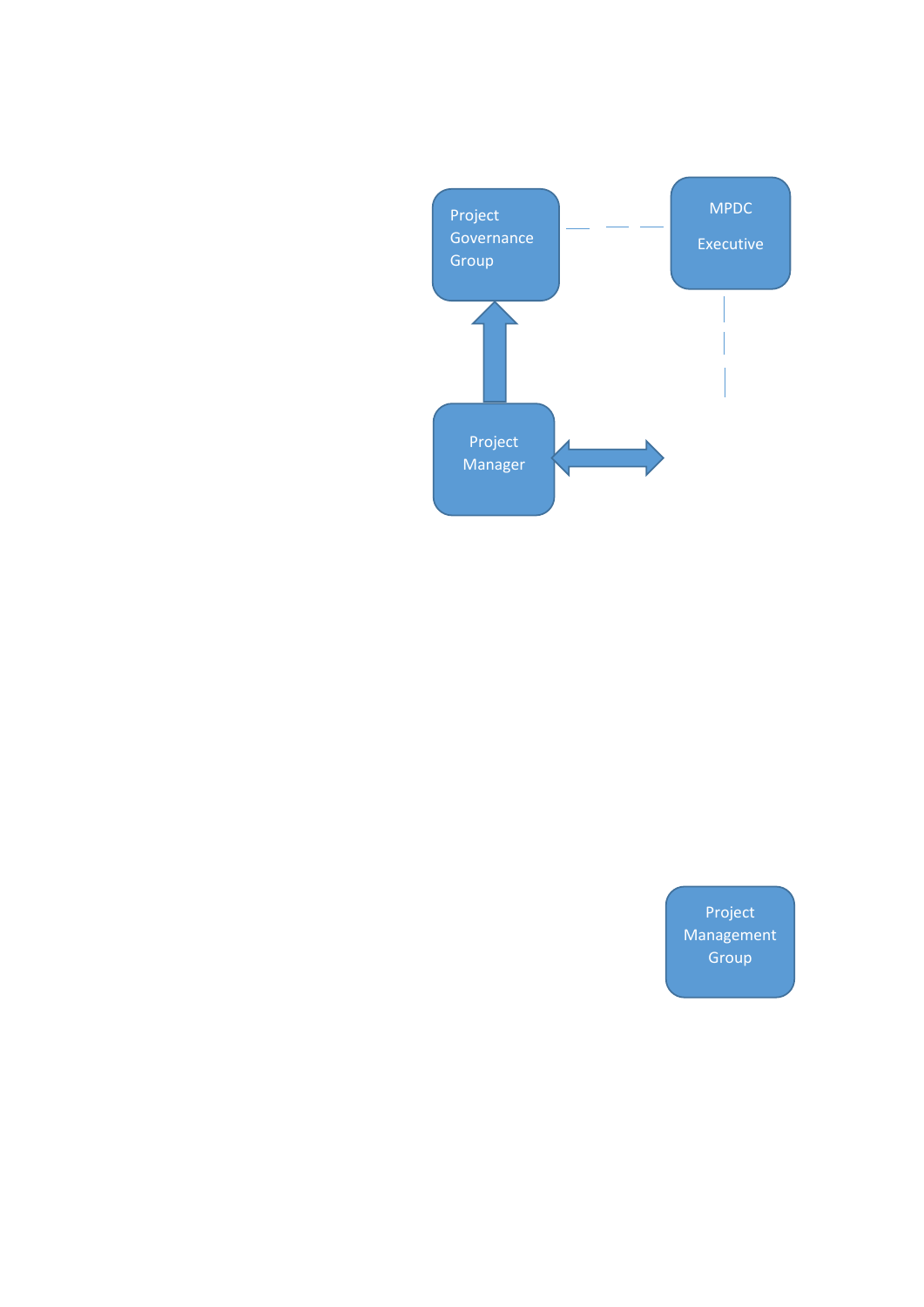Project Governance Group

MPDC Executive

Project Manager

Project Management Group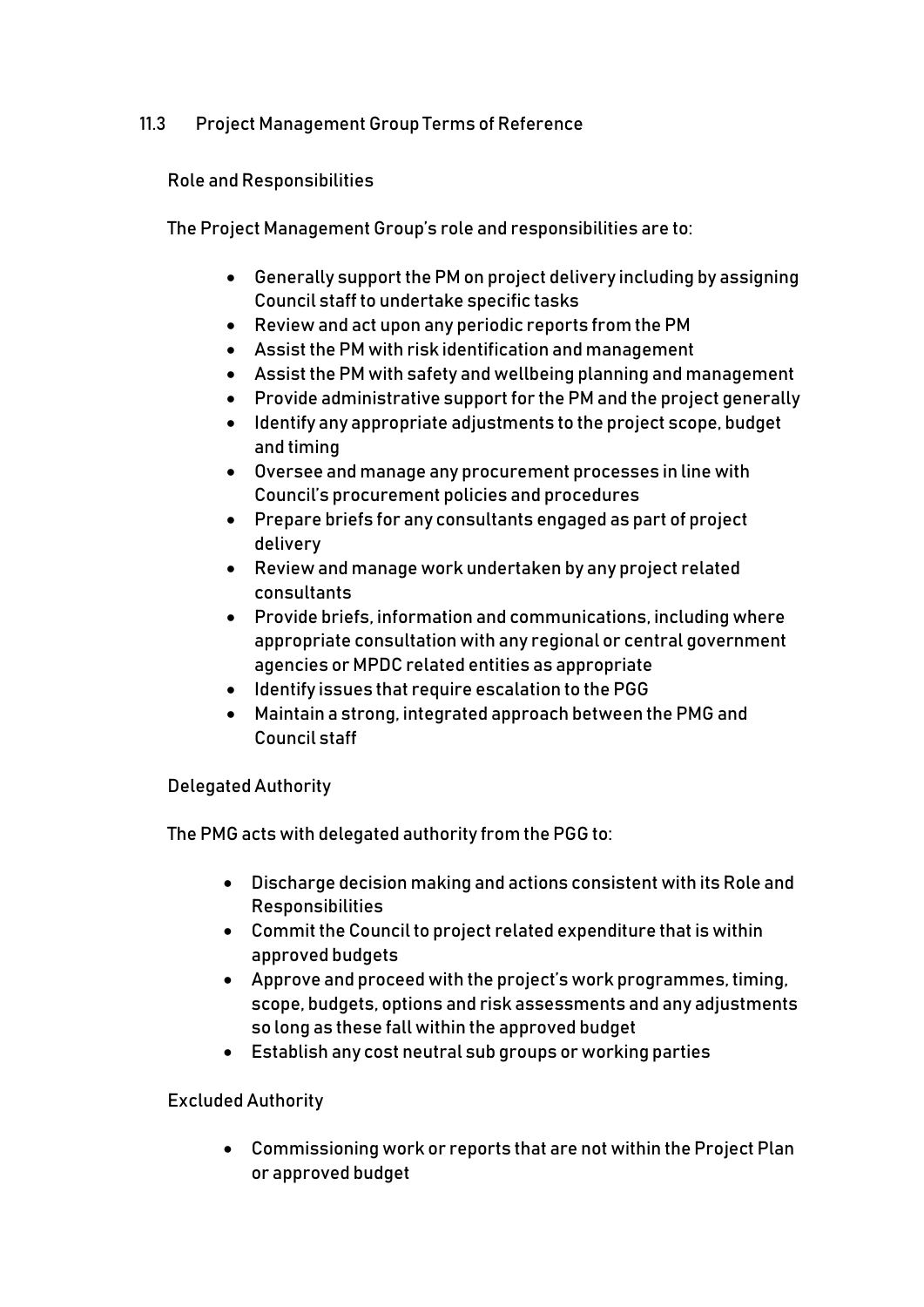## 11.3 Project Management Group Terms of Reference

### Role and Responsibilities

The Project Management Group's role and responsibilities are to:

- Generally support the PM on project delivery including by assigning Council staff to undertake specific tasks
- Review and act upon any periodic reports from the PM
- Assist the PM with risk identification and management
- Assist the PM with safety and wellbeing planning and management
- Provide administrative support for the PM and the project generally
- Identify any appropriate adjustments to the project scope, budget and timing
- Oversee and manage any procurement processes in line with Council's procurement policies and procedures
- Prepare briefs for any consultants engaged as part of project delivery
- Review and manage work undertaken by any project related consultants
- Provide briefs, information and communications, including where appropriate consultation with any regional or central government agencies or MPDC related entities as appropriate
- Identify issues that require escalation to the PGG
- Maintain a strong, integrated approach between the PMG and Council staff

### Delegated Authority

The PMG acts with delegated authority from the PGG to:

- Discharge decision making and actions consistent with its Role and Responsibilities
- Commit the Council to project related expenditure that is within approved budgets
- Approve and proceed with the project's work programmes, timing, scope, budgets, options and risk assessments and any adjustments so long as these fall within the approved budget
- Establish any cost neutral sub groups or working parties

### Excluded Authority

- Commissioning work or reports that are not within the Project Plan or approved budget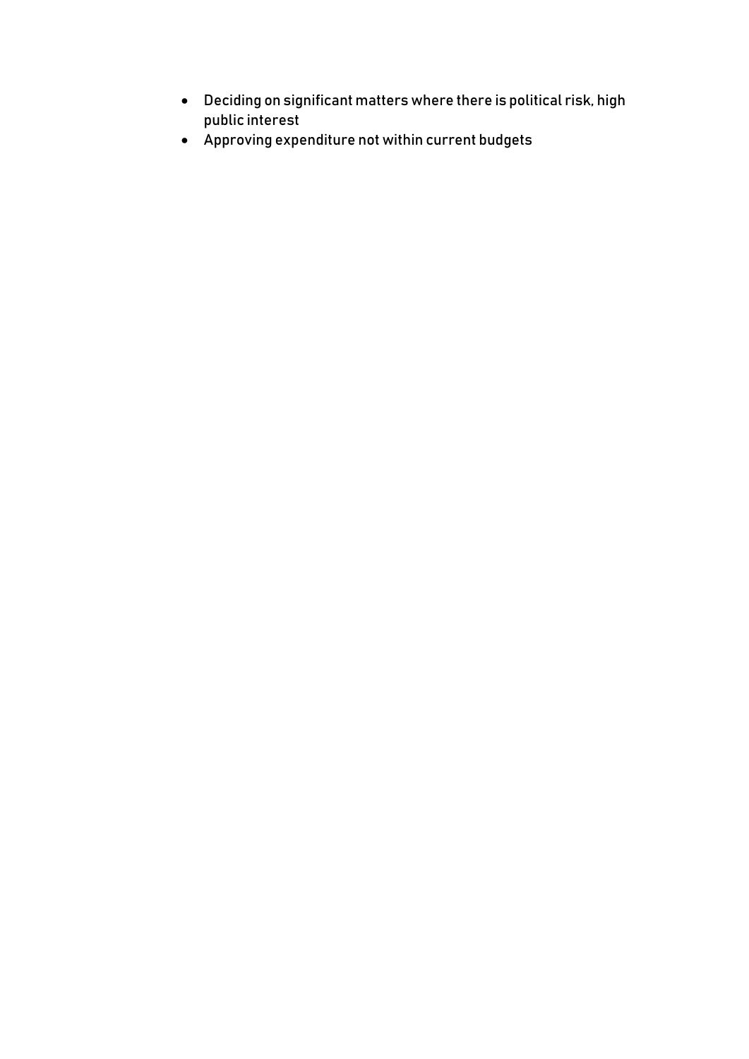- Deciding on significant matters where there is political risk, high public interest
- Approving expenditure not within current budgets